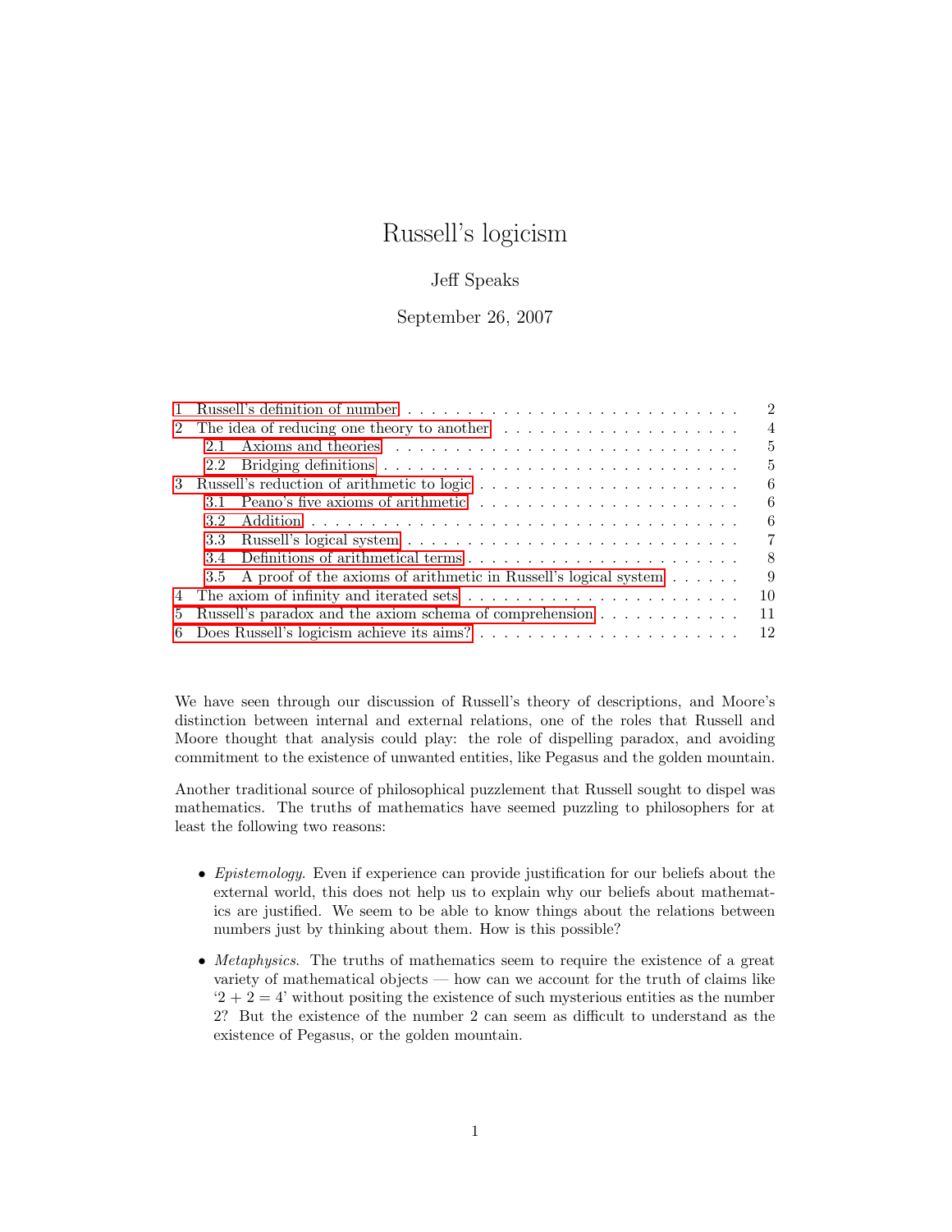# Russell's logicism

Jeff Speaks

September 26, 2007

| | |
|---|---|
| 1 Russell's definition of number | 2 |
| 2 The idea of reducing one theory to another | 4 |
| 2.1 Axioms and theories | 5 |
| 2.2 Bridging definitions | 5 |
| 3 Russell's reduction of arithmetic to logic | 6 |
| 3.1 Peano's five axioms of arithmetic | 6 |
| 3.2 Addition | 6 |
| 3.3 Russell's logical system | 7 |
| 3.4 Definitions of arithmetical terms | 8 |
| 3.5 A proof of the axioms of arithmetic in Russell's logical system | 9 |
| 4 The axiom of infinity and iterated sets | 10 |
| 5 Russell's paradox and the axiom schema of comprehension | 11 |
| 6 Does Russell's logicism achieve its aims? | 12 |

We have seen through our discussion of Russell's theory of descriptions, and Moore's distinction between internal and external relations, one of the roles that Russell and Moore thought that analysis could play: the role of dispelling paradox, and avoiding commitment to the existence of unwanted entities, like Pegasus and the golden mountain.

Another traditional source of philosophical puzzlement that Russell sought to dispel was mathematics. The truths of mathematics have seemed puzzling to philosophers for at least the following two reasons:

- *Epistemology*. Even if experience can provide justification for our beliefs about the external world, this does not help us to explain why our beliefs about mathematics are justified. We seem to be able to know things about the relations between numbers just by thinking about them. How is this possible?

- *Metaphysics*. The truths of mathematics seem to require the existence of a great variety of mathematical objects — how can we account for the truth of claims like '2 + 2 = 4' without positing the existence of such mysterious entities as the number 2? But the existence of the number 2 can seem as difficult to understand as the existence of Pegasus, or the golden mountain.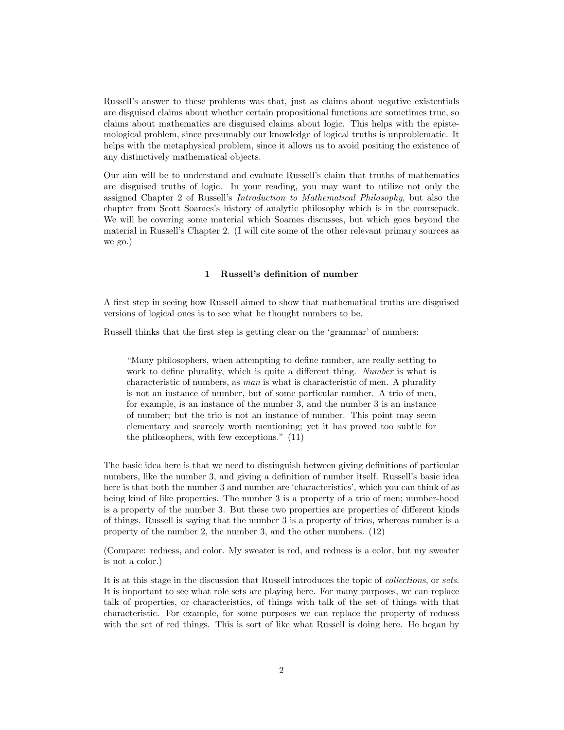Russell's answer to these problems was that, just as claims about negative existentials are disguised claims about whether certain propositional functions are sometimes true, so claims about mathematics are disguised claims about logic. This helps with the epistemological problem, since presumably our knowledge of logical truths is unproblematic. It helps with the metaphysical problem, since it allows us to avoid positing the existence of any distinctively mathematical objects.

Our aim will be to understand and evaluate Russell's claim that truths of mathematics are disguised truths of logic. In your reading, you may want to utilize not only the assigned Chapter 2 of Russell's *Introduction to Mathematical Philosophy*, but also the chapter from Scott Soames's history of analytic philosophy which is in the coursepack. We will be covering some material which Soames discusses, but which goes beyond the material in Russell's Chapter 2. (I will cite some of the other relevant primary sources as we go.)

## 1 Russell's definition of number

A first step in seeing how Russell aimed to show that mathematical truths are disguised versions of logical ones is to see what he thought numbers to be.

Russell thinks that the first step is getting clear on the 'grammar' of numbers:

> "Many philosophers, when attempting to define number, are really setting to work to define plurality, which is quite a different thing. *Number* is what is characteristic of numbers, as *man* is what is characteristic of men. A plurality is not an instance of number, but of some particular number. A trio of men, for example, is an instance of the number 3, and the number 3 is an instance of number; but the trio is not an instance of number. This point may seem elementary and scarcely worth mentioning; yet it has proved too subtle for the philosophers, with few exceptions." (11)

The basic idea here is that we need to distinguish between giving definitions of particular numbers, like the number 3, and giving a definition of number itself. Russell's basic idea here is that both the number 3 and number are 'characteristics', which you can think of as being kind of like properties. The number 3 is a property of a trio of men; number-hood is a property of the number 3. But these two properties are properties of different kinds of things. Russell is saying that the number 3 is a property of trios, whereas number is a property of the number 2, the number 3, and the other numbers. (12)

(Compare: redness, and color. My sweater is red, and redness is a color, but my sweater is not a color.)

It is at this stage in the discussion that Russell introduces the topic of *collections*, or *sets*. It is important to see what role sets are playing here. For many purposes, we can replace talk of properties, or characteristics, of things with talk of the set of things with that characteristic. For example, for some purposes we can replace the property of redness with the set of red things. This is sort of like what Russell is doing here. He began by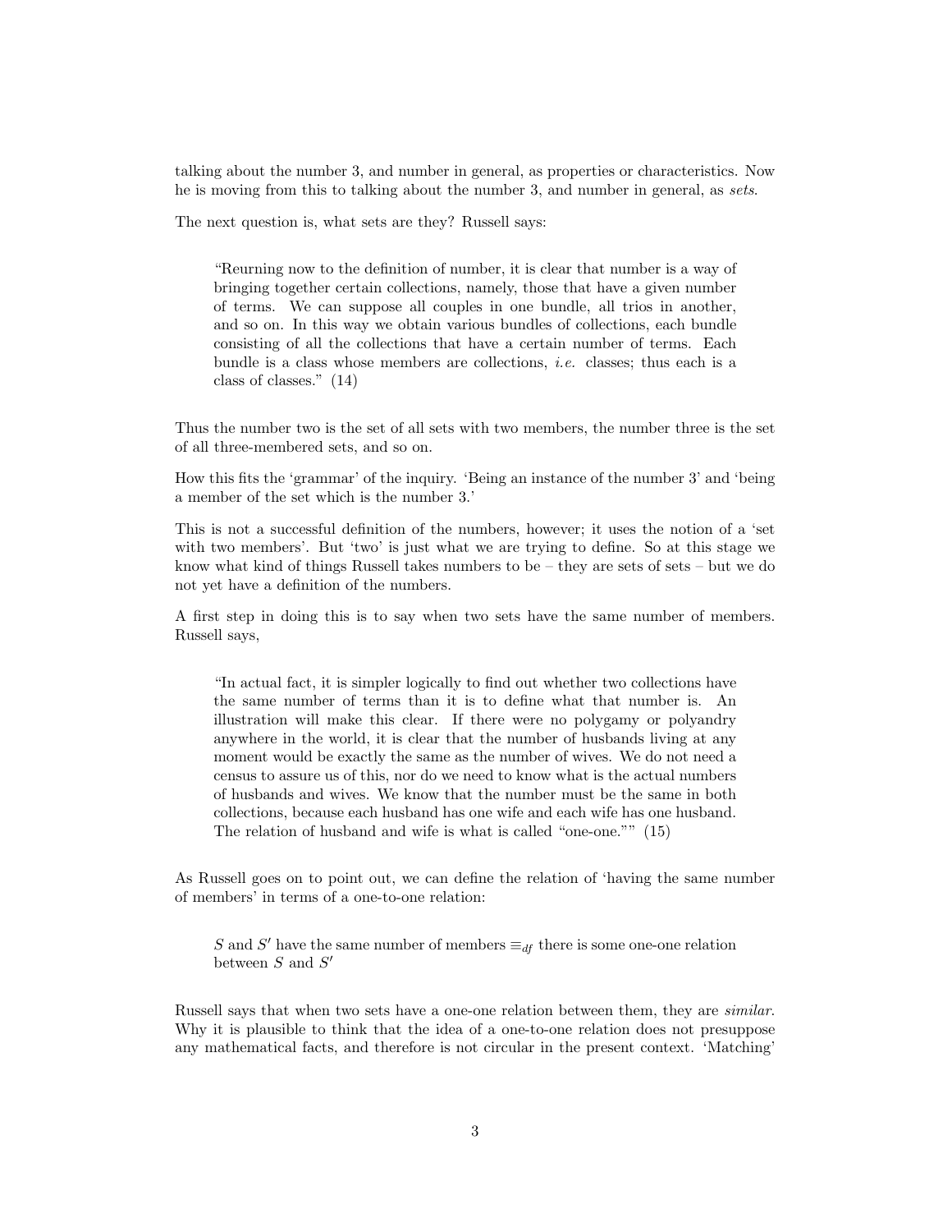talking about the number 3, and number in general, as properties or characteristics. Now he is moving from this to talking about the number 3, and number in general, as *sets*.

The next question is, what sets are they? Russell says:

> "Reurning now to the definition of number, it is clear that number is a way of bringing together certain collections, namely, those that have a given number of terms. We can suppose all couples in one bundle, all trios in another, and so on. In this way we obtain various bundles of collections, each bundle consisting of all the collections that have a certain number of terms. Each bundle is a class whose members are collections, *i.e.* classes; thus each is a class of classes." (14)

Thus the number two is the set of all sets with two members, the number three is the set of all three-membered sets, and so on.

How this fits the 'grammar' of the inquiry. 'Being an instance of the number 3' and 'being a member of the set which is the number 3.'

This is not a successful definition of the numbers, however; it uses the notion of a 'set with two members'. But 'two' is just what we are trying to define. So at this stage we know what kind of things Russell takes numbers to be – they are sets of sets – but we do not yet have a definition of the numbers.

A first step in doing this is to say when two sets have the same number of members. Russell says,

> "In actual fact, it is simpler logically to find out whether two collections have the same number of terms than it is to define what that number is. An illustration will make this clear. If there were no polygamy or polyandry anywhere in the world, it is clear that the number of husbands living at any moment would be exactly the same as the number of wives. We do not need a census to assure us of this, nor do we need to know what is the actual numbers of husbands and wives. We know that the number must be the same in both collections, because each husband has one wife and each wife has one husband. The relation of husband and wife is what is called "one-one."" (15)

As Russell goes on to point out, we can define the relation of 'having the same number of members' in terms of a one-to-one relation:

> $S$ and $S'$ have the same number of members $\equiv_{df}$ there is some one-one relation between $S$ and $S'$

Russell says that when two sets have a one-one relation between them, they are *similar*. Why it is plausible to think that the idea of a one-to-one relation does not presuppose any mathematical facts, and therefore is not circular in the present context. 'Matching'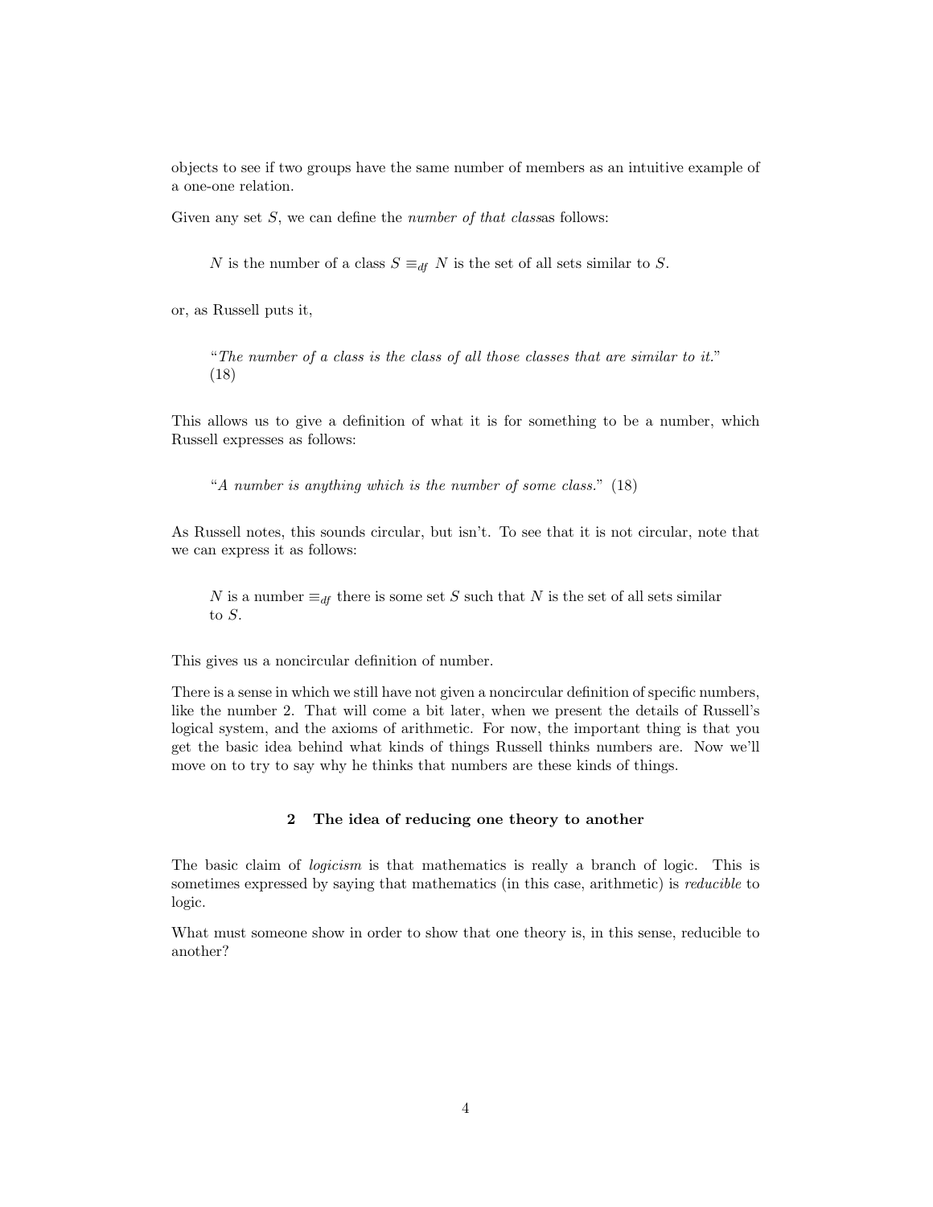objects to see if two groups have the same number of members as an intuitive example of a one-one relation.

Given any set $S$, we can define the *number of that class*as follows:

> $N$ is the number of a class $S \equiv_{df}$ $N$ is the set of all sets similar to $S$.

or, as Russell puts it,

> "*The number of a class is the class of all those classes that are similar to it.*" (18)

This allows us to give a definition of what it is for something to be a number, which Russell expresses as follows:

> "*A number is anything which is the number of some class.*" (18)

As Russell notes, this sounds circular, but isn't. To see that it is not circular, note that we can express it as follows:

> $N$ is a number $\equiv_{df}$ there is some set $S$ such that $N$ is the set of all sets similar to $S$.

This gives us a noncircular definition of number.

There is a sense in which we still have not given a noncircular definition of specific numbers, like the number 2. That will come a bit later, when we present the details of Russell's logical system, and the axioms of arithmetic. For now, the important thing is that you get the basic idea behind what kinds of things Russell thinks numbers are. Now we'll move on to try to say why he thinks that numbers are these kinds of things.

## 2 The idea of reducing one theory to another

The basic claim of *logicism* is that mathematics is really a branch of logic. This is sometimes expressed by saying that mathematics (in this case, arithmetic) is *reducible* to logic.

What must someone show in order to show that one theory is, in this sense, reducible to another?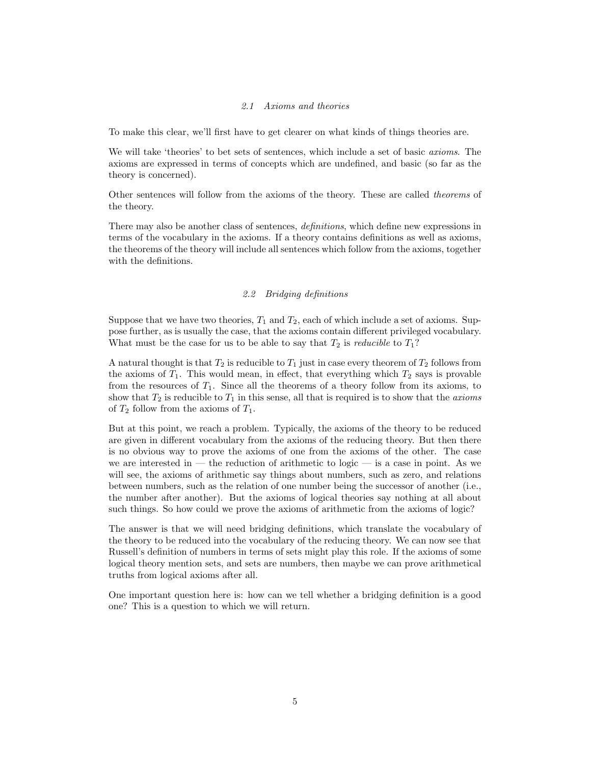### *2.1 Axioms and theories*

To make this clear, we'll first have to get clearer on what kinds of things theories are.

We will take 'theories' to bet sets of sentences, which include a set of basic *axioms*. The axioms are expressed in terms of concepts which are undefined, and basic (so far as the theory is concerned).

Other sentences will follow from the axioms of the theory. These are called *theorems* of the theory.

There may also be another class of sentences, *definitions*, which define new expressions in terms of the vocabulary in the axioms. If a theory contains definitions as well as axioms, the theorems of the theory will include all sentences which follow from the axioms, together with the definitions.

### *2.2 Bridging definitions*

Suppose that we have two theories, $T_1$ and $T_2$, each of which include a set of axioms. Suppose further, as is usually the case, that the axioms contain different privileged vocabulary. What must be the case for us to be able to say that $T_2$ is *reducible* to $T_1$?

A natural thought is that $T_2$ is reducible to $T_1$ just in case every theorem of $T_2$ follows from the axioms of $T_1$. This would mean, in effect, that everything which $T_2$ says is provable from the resources of $T_1$. Since all the theorems of a theory follow from its axioms, to show that $T_2$ is reducible to $T_1$ in this sense, all that is required is to show that the *axioms* of $T_2$ follow from the axioms of $T_1$.

But at this point, we reach a problem. Typically, the axioms of the theory to be reduced are given in different vocabulary from the axioms of the reducing theory. But then there is no obvious way to prove the axioms of one from the axioms of the other. The case we are interested in — the reduction of arithmetic to logic — is a case in point. As we will see, the axioms of arithmetic say things about numbers, such as zero, and relations between numbers, such as the relation of one number being the successor of another (i.e., the number after another). But the axioms of logical theories say nothing at all about such things. So how could we prove the axioms of arithmetic from the axioms of logic?

The answer is that we will need bridging definitions, which translate the vocabulary of the theory to be reduced into the vocabulary of the reducing theory. We can now see that Russell's definition of numbers in terms of sets might play this role. If the axioms of some logical theory mention sets, and sets are numbers, then maybe we can prove arithmetical truths from logical axioms after all.

One important question here is: how can we tell whether a bridging definition is a good one? This is a question to which we will return.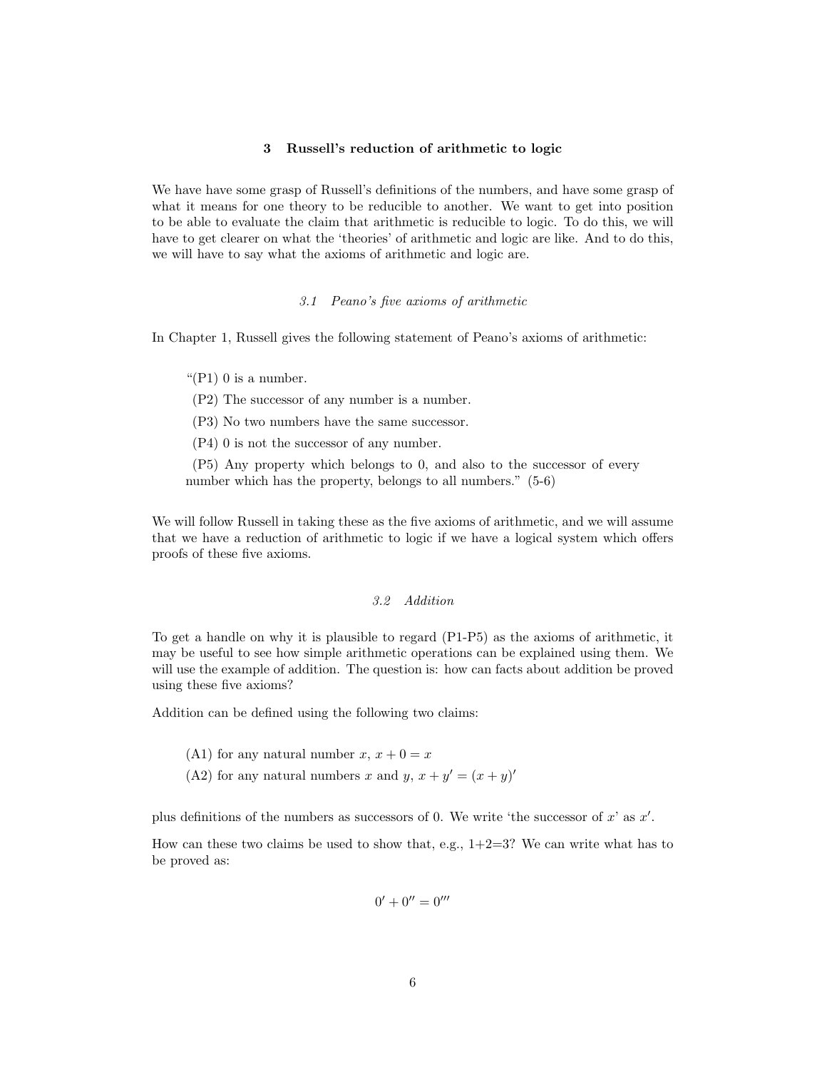## 3 Russell's reduction of arithmetic to logic

We have have some grasp of Russell's definitions of the numbers, and have some grasp of what it means for one theory to be reducible to another. We want to get into position to be able to evaluate the claim that arithmetic is reducible to logic. To do this, we will have to get clearer on what the 'theories' of arithmetic and logic are like. And to do this, we will have to say what the axioms of arithmetic and logic are.

### *3.1 Peano's five axioms of arithmetic*

In Chapter 1, Russell gives the following statement of Peano's axioms of arithmetic:

> "(P1) 0 is a number.
>
> (P2) The successor of any number is a number.
>
> (P3) No two numbers have the same successor.
>
> (P4) 0 is not the successor of any number.
>
> (P5) Any property which belongs to 0, and also to the successor of every number which has the property, belongs to all numbers." (5-6)

We will follow Russell in taking these as the five axioms of arithmetic, and we will assume that we have a reduction of arithmetic to logic if we have a logical system which offers proofs of these five axioms.

### *3.2 Addition*

To get a handle on why it is plausible to regard (P1-P5) as the axioms of arithmetic, it may be useful to see how simple arithmetic operations can be explained using them. We will use the example of addition. The question is: how can facts about addition be proved using these five axioms?

Addition can be defined using the following two claims:

> (A1) for any natural number $x$, $x + 0 = x$
>
> (A2) for any natural numbers $x$ and $y$, $x + y' = (x + y)'$

plus definitions of the numbers as successors of 0. We write 'the successor of $x$' as $x'$.

How can these two claims be used to show that, e.g., 1+2=3? We can write what has to be proved as:

$$0' + 0'' = 0'''$$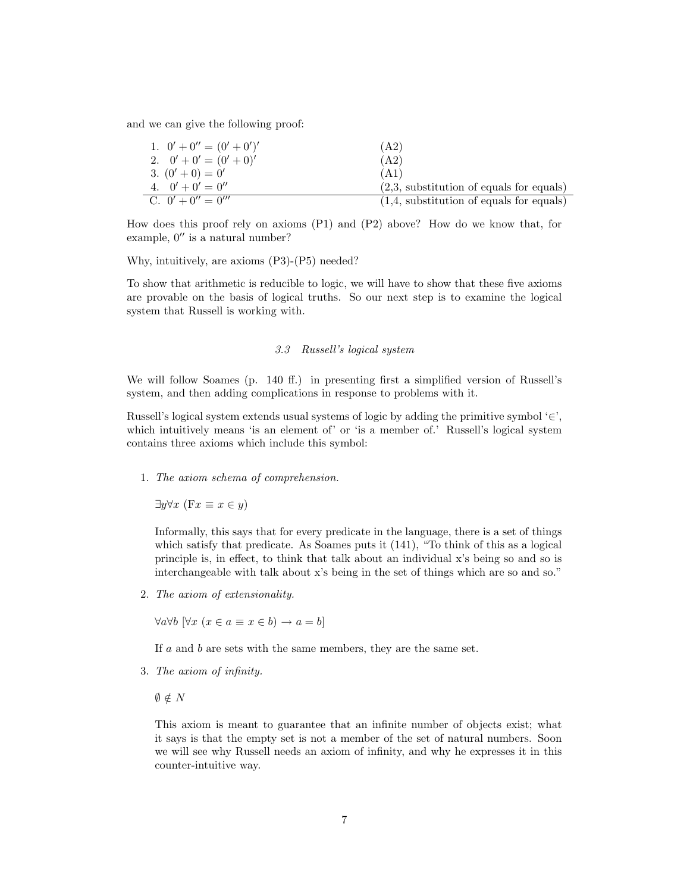and we can give the following proof:

| | |
|---|---|
| 1. $0' + 0'' = (0' + 0')'$ | (A2) |
| 2. $0' + 0' = (0' + 0)'$ | (A2) |
| 3. $(0' + 0) = 0'$ | (A1) |
| 4. $0' + 0' = 0''$ | (2,3, substitution of equals for equals) |
| C. $0' + 0'' = 0'''$ | (1,4, substitution of equals for equals) |

How does this proof rely on axioms (P1) and (P2) above? How do we know that, for example, $0''$ is a natural number?

Why, intuitively, are axioms (P3)-(P5) needed?

To show that arithmetic is reducible to logic, we will have to show that these five axioms are provable on the basis of logical truths. So our next step is to examine the logical system that Russell is working with.

### *3.3 Russell's logical system*

We will follow Soames (p. 140 ff.) in presenting first a simplified version of Russell's system, and then adding complications in response to problems with it.

Russell's logical system extends usual systems of logic by adding the primitive symbol '$\in$', which intuitively means 'is an element of' or 'is a member of.' Russell's logical system contains three axioms which include this symbol:

1. *The axiom schema of comprehension.*

   $\exists y \forall x \ (\mathrm{F}x \equiv x \in y)$

   Informally, this says that for every predicate in the language, there is a set of things which satisfy that predicate. As Soames puts it (141), "To think of this as a logical principle is, in effect, to think that talk about an individual x's being so and so is interchangeable with talk about x's being in the set of things which are so and so."

2. *The axiom of extensionality.*

   $\forall a \forall b \ [\forall x \ (x \in a \equiv x \in b) \rightarrow a = b]$

   If $a$ and $b$ are sets with the same members, they are the same set.

3. *The axiom of infinity.*

   $\emptyset \notin N$

   This axiom is meant to guarantee that an infinite number of objects exist; what it says is that the empty set is not a member of the set of natural numbers. Soon we will see why Russell needs an axiom of infinity, and why he expresses it in this counter-intuitive way.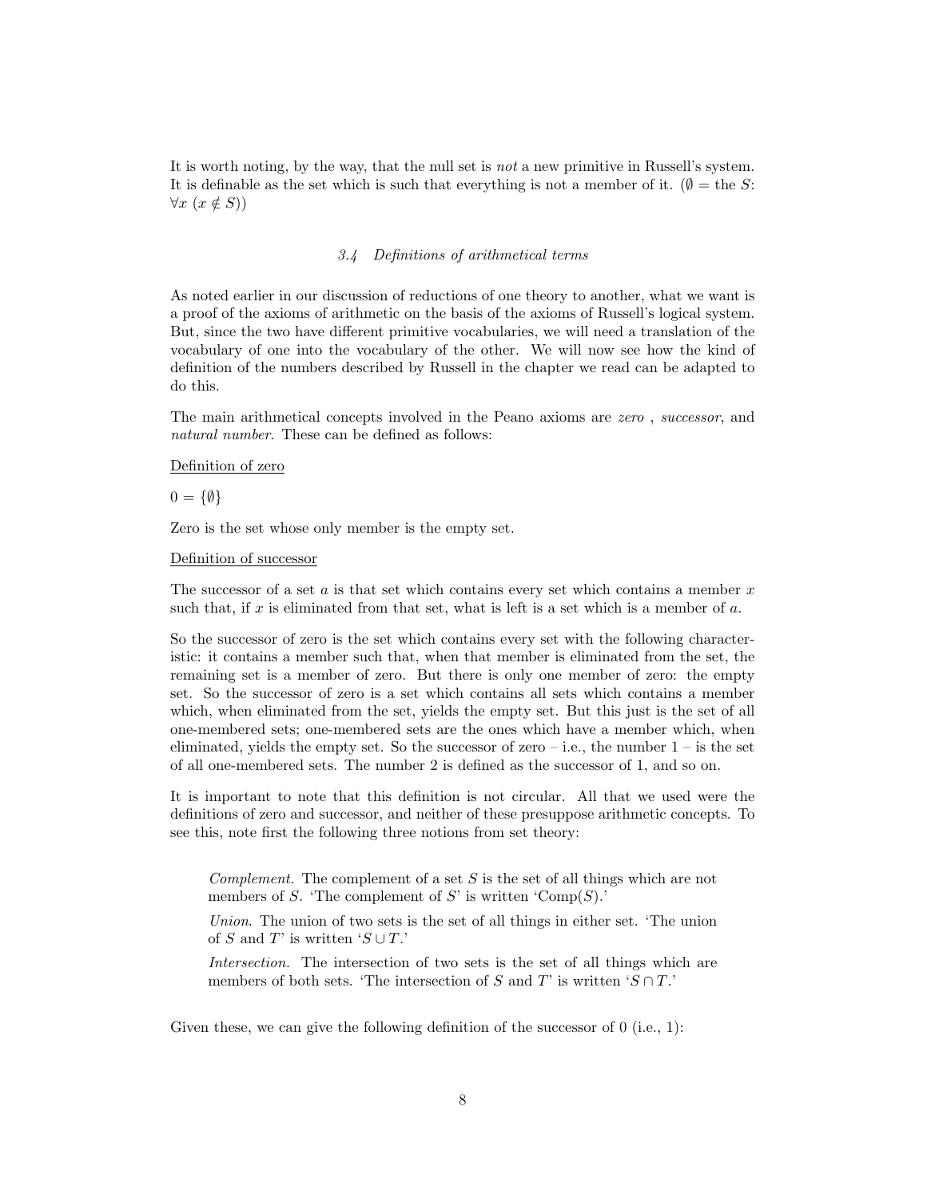It is worth noting, by the way, that the null set is *not* a new primitive in Russell's system. It is definable as the set which is such that everything is not a member of it. ($\emptyset$ = the $S$: $\forall x\ (x \notin S)$)

### *3.4 Definitions of arithmetical terms*

As noted earlier in our discussion of reductions of one theory to another, what we want is a proof of the axioms of arithmetic on the basis of the axioms of Russell's logical system. But, since the two have different primitive vocabularies, we will need a translation of the vocabulary of one into the vocabulary of the other. We will now see how the kind of definition of the numbers described by Russell in the chapter we read can be adapted to do this.

The main arithmetical concepts involved in the Peano axioms are *zero* , *successor*, and *natural number*. These can be defined as follows:

<u>Definition of zero</u>

$0 = \{\emptyset\}$

Zero is the set whose only member is the empty set.

<u>Definition of successor</u>

The successor of a set $a$ is that set which contains every set which contains a member $x$ such that, if $x$ is eliminated from that set, what is left is a set which is a member of $a$.

So the successor of zero is the set which contains every set with the following characteristic: it contains a member such that, when that member is eliminated from the set, the remaining set is a member of zero. But there is only one member of zero: the empty set. So the successor of zero is a set which contains all sets which contains a member which, when eliminated from the set, yields the empty set. But this just is the set of all one-membered sets; one-membered sets are the ones which have a member which, when eliminated, yields the empty set. So the successor of zero – i.e., the number 1 – is the set of all one-membered sets. The number 2 is defined as the successor of 1, and so on.

It is important to note that this definition is not circular. All that we used were the definitions of zero and successor, and neither of these presuppose arithmetic concepts. To see this, note first the following three notions from set theory:

> *Complement.* The complement of a set $S$ is the set of all things which are not members of $S$. 'The complement of $S$' is written 'Comp($S$).'
>
> *Union*. The union of two sets is the set of all things in either set. 'The union of $S$ and $T$' is written '$S \cup T$.'
>
> *Intersection.* The intersection of two sets is the set of all things which are members of both sets. 'The intersection of $S$ and $T$' is written '$S \cap T$.'

Given these, we can give the following definition of the successor of 0 (i.e., 1):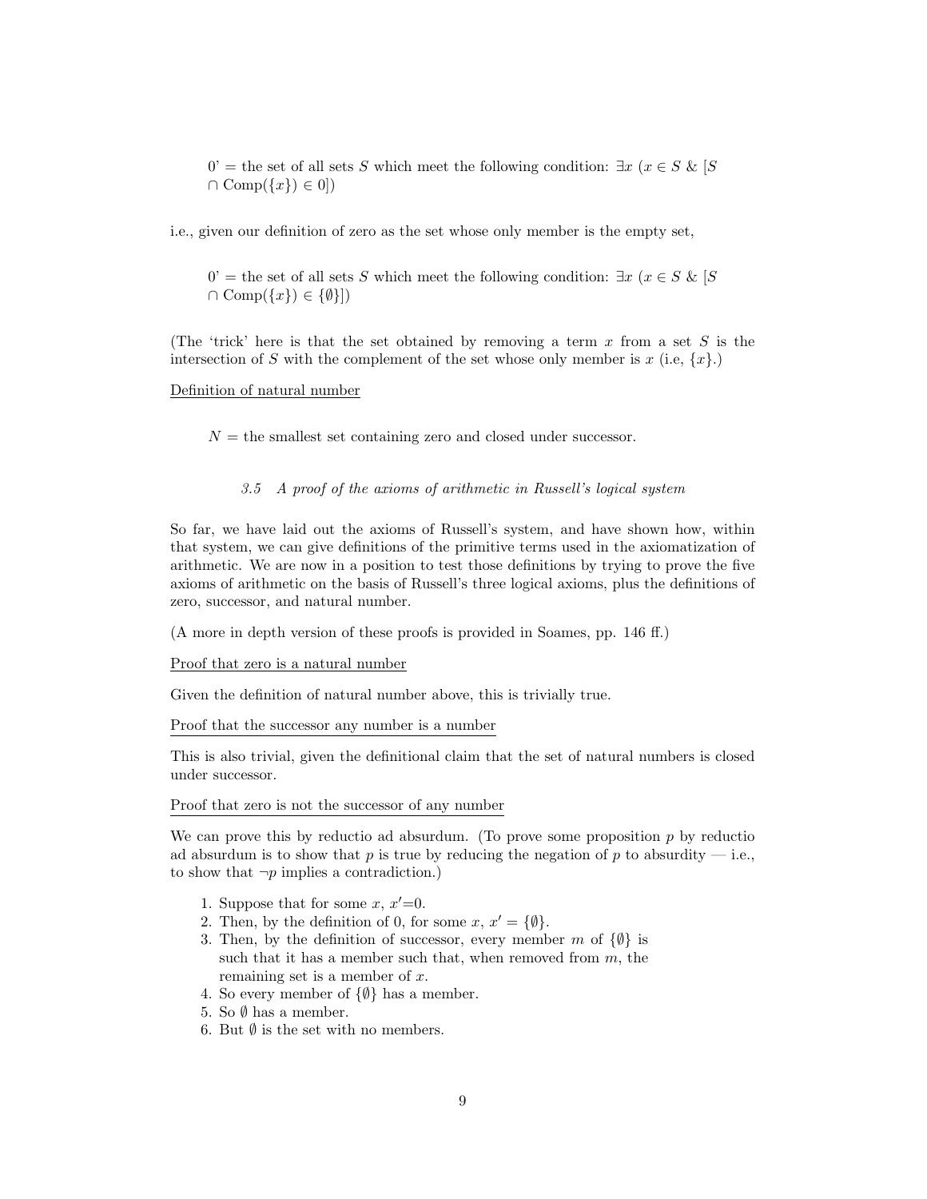0' = the set of all sets $S$ which meet the following condition: $\exists x$ ($x \in S$ & [$S \cap \text{Comp}(\{x\}) \in 0$])

i.e., given our definition of zero as the set whose only member is the empty set,

0' = the set of all sets $S$ which meet the following condition: $\exists x$ ($x \in S$ & [$S \cap \text{Comp}(\{x\}) \in \{\emptyset\}$])

(The 'trick' here is that the set obtained by removing a term $x$ from a set $S$ is the intersection of $S$ with the complement of the set whose only member is $x$ (i.e, $\{x\}$.)

<u>Definition of natural number</u>

$N$ = the smallest set containing zero and closed under successor.

### *3.5 A proof of the axioms of arithmetic in Russell's logical system*

So far, we have laid out the axioms of Russell's system, and have shown how, within that system, we can give definitions of the primitive terms used in the axiomatization of arithmetic. We are now in a position to test those definitions by trying to prove the five axioms of arithmetic on the basis of Russell's three logical axioms, plus the definitions of zero, successor, and natural number.

(A more in depth version of these proofs is provided in Soames, pp. 146 ff.)

<u>Proof that zero is a natural number</u>

Given the definition of natural number above, this is trivially true.

<u>Proof that the successor any number is a number</u>

This is also trivial, given the definitional claim that the set of natural numbers is closed under successor.

<u>Proof that zero is not the successor of any number</u>

We can prove this by reductio ad absurdum. (To prove some proposition $p$ by reductio ad absurdum is to show that $p$ is true by reducing the negation of $p$ to absurdity — i.e., to show that $\neg p$ implies a contradiction.)

1. Suppose that for some $x$, $x'$=0.
2. Then, by the definition of 0, for some $x$, $x' = \{\emptyset\}$.
3. Then, by the definition of successor, every member $m$ of $\{\emptyset\}$ is such that it has a member such that, when removed from $m$, the remaining set is a member of $x$.
4. So every member of $\{\emptyset\}$ has a member.
5. So $\emptyset$ has a member.
6. But $\emptyset$ is the set with no members.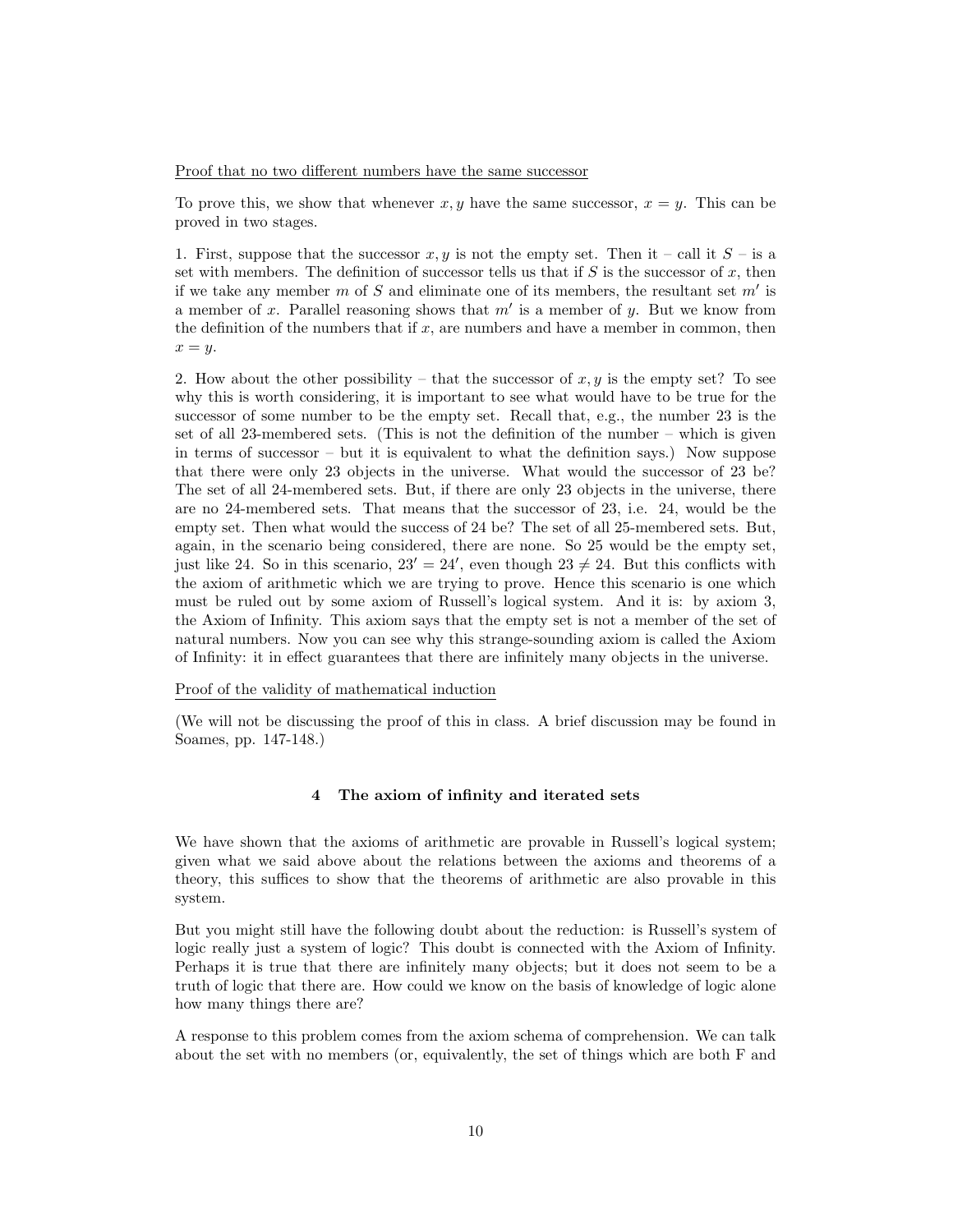Proof that no two different numbers have the same successor

To prove this, we show that whenever $x, y$ have the same successor, $x = y$. This can be proved in two stages.

1. First, suppose that the successor $x, y$ is not the empty set. Then it – call it $S$ – is a set with members. The definition of successor tells us that if $S$ is the successor of $x$, then if we take any member $m$ of $S$ and eliminate one of its members, the resultant set $m'$ is a member of $x$. Parallel reasoning shows that $m'$ is a member of $y$. But we know from the definition of the numbers that if $x$, are numbers and have a member in common, then $x = y$.

2. How about the other possibility – that the successor of $x, y$ is the empty set? To see why this is worth considering, it is important to see what would have to be true for the successor of some number to be the empty set. Recall that, e.g., the number 23 is the set of all 23-membered sets. (This is not the definition of the number – which is given in terms of successor – but it is equivalent to what the definition says.) Now suppose that there were only 23 objects in the universe. What would the successor of 23 be? The set of all 24-membered sets. But, if there are only 23 objects in the universe, there are no 24-membered sets. That means that the successor of 23, i.e. 24, would be the empty set. Then what would the success of 24 be? The set of all 25-membered sets. But, again, in the scenario being considered, there are none. So 25 would be the empty set, just like 24. So in this scenario, $23' = 24'$, even though $23 \neq 24$. But this conflicts with the axiom of arithmetic which we are trying to prove. Hence this scenario is one which must be ruled out by some axiom of Russell's logical system. And it is: by axiom 3, the Axiom of Infinity. This axiom says that the empty set is not a member of the set of natural numbers. Now you can see why this strange-sounding axiom is called the Axiom of Infinity: it in effect guarantees that there are infinitely many objects in the universe.

Proof of the validity of mathematical induction

(We will not be discussing the proof of this in class. A brief discussion may be found in Soames, pp. 147-148.)

## 4 The axiom of infinity and iterated sets

We have shown that the axioms of arithmetic are provable in Russell's logical system; given what we said above about the relations between the axioms and theorems of a theory, this suffices to show that the theorems of arithmetic are also provable in this system.

But you might still have the following doubt about the reduction: is Russell's system of logic really just a system of logic? This doubt is connected with the Axiom of Infinity. Perhaps it is true that there are infinitely many objects; but it does not seem to be a truth of logic that there are. How could we know on the basis of knowledge of logic alone how many things there are?

A response to this problem comes from the axiom schema of comprehension. We can talk about the set with no members (or, equivalently, the set of things which are both F and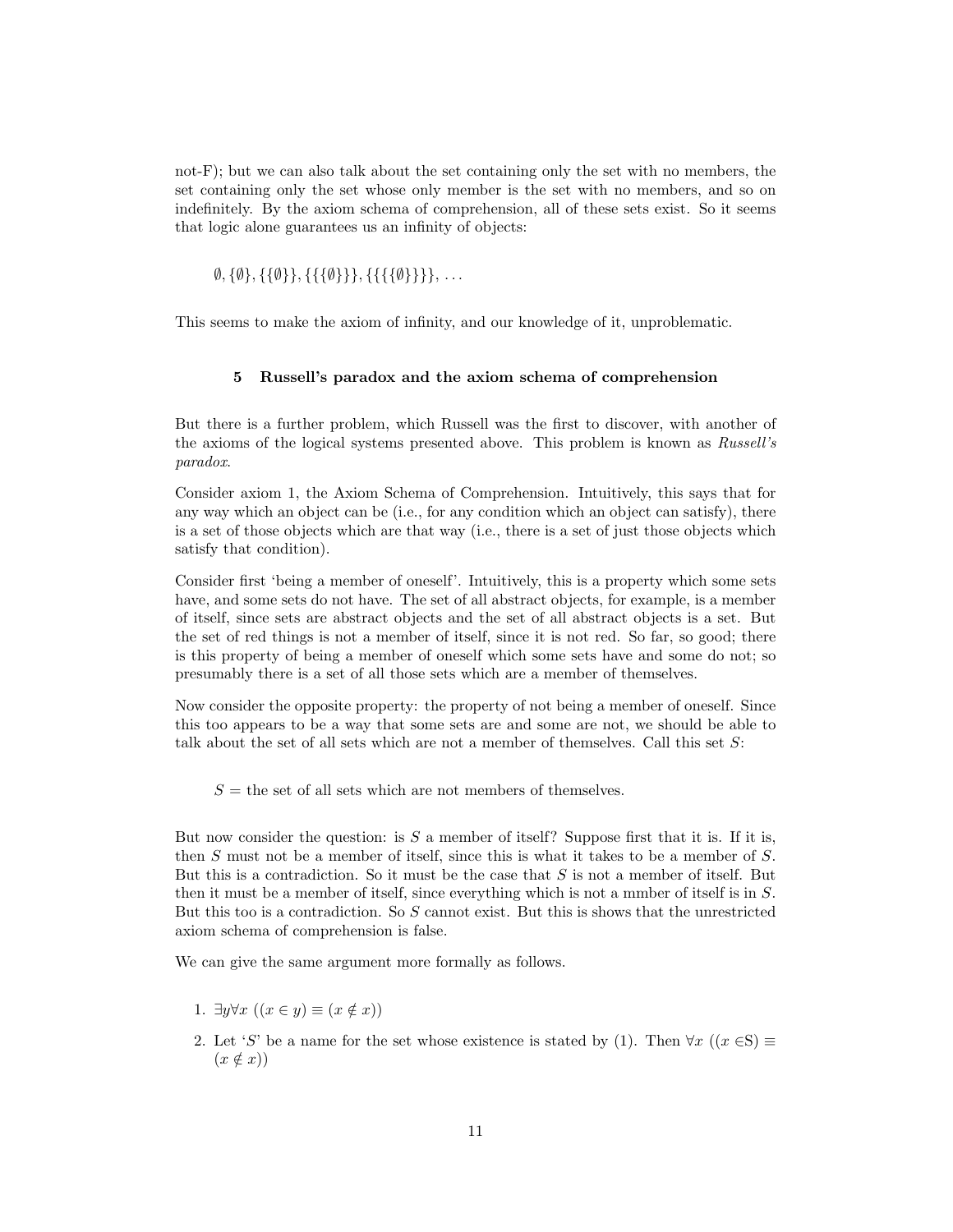not-F); but we can also talk about the set containing only the set with no members, the set containing only the set whose only member is the set with no members, and so on indefinitely. By the axiom schema of comprehension, all of these sets exist. So it seems that logic alone guarantees us an infinity of objects:

$$\emptyset, \{\emptyset\}, \{\{\emptyset\}\}, \{\{\{\emptyset\}\}\}, \{\{\{\{\emptyset\}\}\}\}, \ldots$$

This seems to make the axiom of infinity, and our knowledge of it, unproblematic.

## 5 Russell's paradox and the axiom schema of comprehension

But there is a further problem, which Russell was the first to discover, with another of the axioms of the logical systems presented above. This problem is known as *Russell's paradox*.

Consider axiom 1, the Axiom Schema of Comprehension. Intuitively, this says that for any way which an object can be (i.e., for any condition which an object can satisfy), there is a set of those objects which are that way (i.e., there is a set of just those objects which satisfy that condition).

Consider first 'being a member of oneself'. Intuitively, this is a property which some sets have, and some sets do not have. The set of all abstract objects, for example, is a member of itself, since sets are abstract objects and the set of all abstract objects is a set. But the set of red things is not a member of itself, since it is not red. So far, so good; there is this property of being a member of oneself which some sets have and some do not; so presumably there is a set of all those sets which are a member of themselves.

Now consider the opposite property: the property of not being a member of oneself. Since this too appears to be a way that some sets are and some are not, we should be able to talk about the set of all sets which are not a member of themselves. Call this set $S$:

> $S$ = the set of all sets which are not members of themselves.

But now consider the question: is $S$ a member of itself? Suppose first that it is. If it is, then $S$ must not be a member of itself, since this is what it takes to be a member of $S$. But this is a contradiction. So it must be the case that $S$ is not a member of itself. But then it must be a member of itself, since everything which is not a mmber of itself is in $S$. But this too is a contradiction. So $S$ cannot exist. But this is shows that the unrestricted axiom schema of comprehension is false.

We can give the same argument more formally as follows.

1. $\exists y \forall x \; ((x \in y) \equiv (x \notin x))$
2. Let '$S$' be a name for the set whose existence is stated by (1). Then $\forall x \; ((x \in S) \equiv (x \notin x))$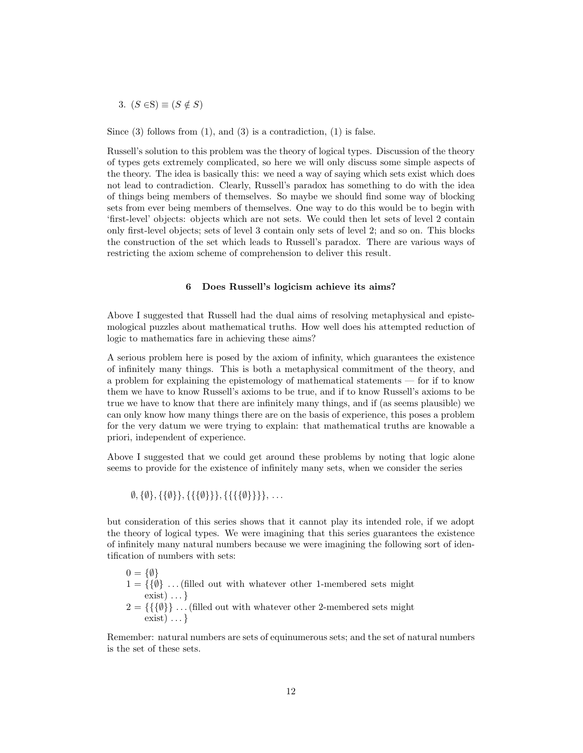3. $(S \in \mathrm{S}) \equiv (S \notin S)$

Since (3) follows from (1), and (3) is a contradiction, (1) is false.

Russell's solution to this problem was the theory of logical types. Discussion of the theory of types gets extremely complicated, so here we will only discuss some simple aspects of the theory. The idea is basically this: we need a way of saying which sets exist which does not lead to contradiction. Clearly, Russell's paradox has something to do with the idea of things being members of themselves. So maybe we should find some way of blocking sets from ever being members of themselves. One way to do this would be to begin with 'first-level' objects: objects which are not sets. We could then let sets of level 2 contain only first-level objects; sets of level 3 contain only sets of level 2; and so on. This blocks the construction of the set which leads to Russell's paradox. There are various ways of restricting the axiom scheme of comprehension to deliver this result.

## 6 Does Russell's logicism achieve its aims?

Above I suggested that Russell had the dual aims of resolving metaphysical and epistemological puzzles about mathematical truths. How well does his attempted reduction of logic to mathematics fare in achieving these aims?

A serious problem here is posed by the axiom of infinity, which guarantees the existence of infinitely many things. This is both a metaphysical commitment of the theory, and a problem for explaining the epistemology of mathematical statements — for if to know them we have to know Russell's axioms to be true, and if to know Russell's axioms to be true we have to know that there are infinitely many things, and if (as seems plausible) we can only know how many things there are on the basis of experience, this poses a problem for the very datum we were trying to explain: that mathematical truths are knowable a priori, independent of experience.

Above I suggested that we could get around these problems by noting that logic alone seems to provide for the existence of infinitely many sets, when we consider the series

$$\emptyset, \{\emptyset\}, \{\{\emptyset\}\}, \{\{\{\emptyset\}\}\}, \{\{\{\{\emptyset\}\}\}\}, \ldots$$

but consideration of this series shows that it cannot play its intended role, if we adopt the theory of logical types. We were imagining that this series guarantees the existence of infinitely many natural numbers because we were imagining the following sort of identification of numbers with sets:

$0 = \{\emptyset\}$
$1 = \{\{\emptyset\}$ … (filled out with whatever other 1-membered sets might exist) … $\}$
$2 = \{\{\{\emptyset\}\}$ … (filled out with whatever other 2-membered sets might exist) … $\}$

Remember: natural numbers are sets of equinumerous sets; and the set of natural numbers is the set of these sets.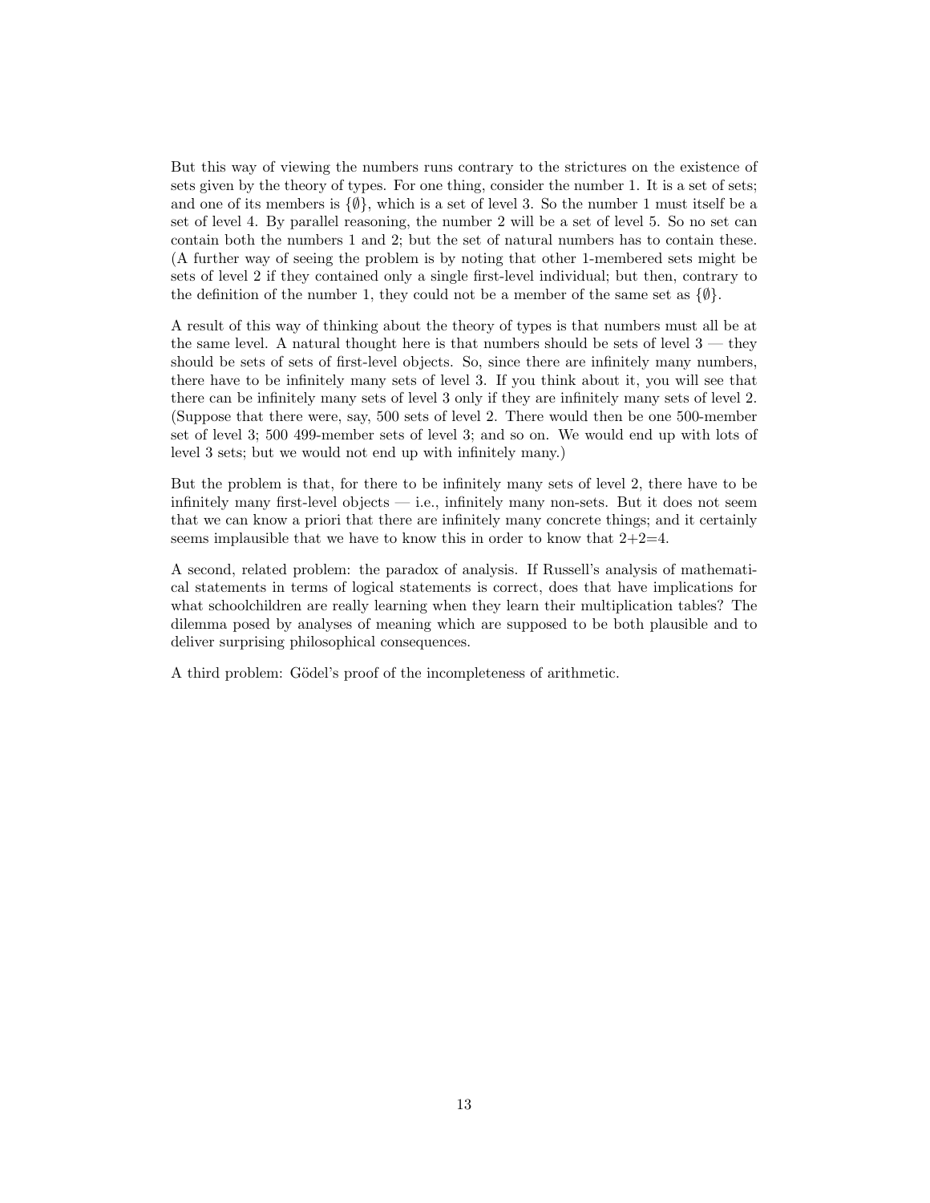But this way of viewing the numbers runs contrary to the strictures on the existence of sets given by the theory of types. For one thing, consider the number 1. It is a set of sets; and one of its members is $\{\emptyset\}$, which is a set of level 3. So the number 1 must itself be a set of level 4. By parallel reasoning, the number 2 will be a set of level 5. So no set can contain both the numbers 1 and 2; but the set of natural numbers has to contain these. (A further way of seeing the problem is by noting that other 1-membered sets might be sets of level 2 if they contained only a single first-level individual; but then, contrary to the definition of the number 1, they could not be a member of the same set as $\{\emptyset\}$.

A result of this way of thinking about the theory of types is that numbers must all be at the same level. A natural thought here is that numbers should be sets of level 3 — they should be sets of sets of first-level objects. So, since there are infinitely many numbers, there have to be infinitely many sets of level 3. If you think about it, you will see that there can be infinitely many sets of level 3 only if they are infinitely many sets of level 2. (Suppose that there were, say, 500 sets of level 2. There would then be one 500-member set of level 3; 500 499-member sets of level 3; and so on. We would end up with lots of level 3 sets; but we would not end up with infinitely many.)

But the problem is that, for there to be infinitely many sets of level 2, there have to be infinitely many first-level objects — i.e., infinitely many non-sets. But it does not seem that we can know a priori that there are infinitely many concrete things; and it certainly seems implausible that we have to know this in order to know that 2+2=4.

A second, related problem: the paradox of analysis. If Russell's analysis of mathematical statements in terms of logical statements is correct, does that have implications for what schoolchildren are really learning when they learn their multiplication tables? The dilemma posed by analyses of meaning which are supposed to be both plausible and to deliver surprising philosophical consequences.

A third problem: Gödel's proof of the incompleteness of arithmetic.